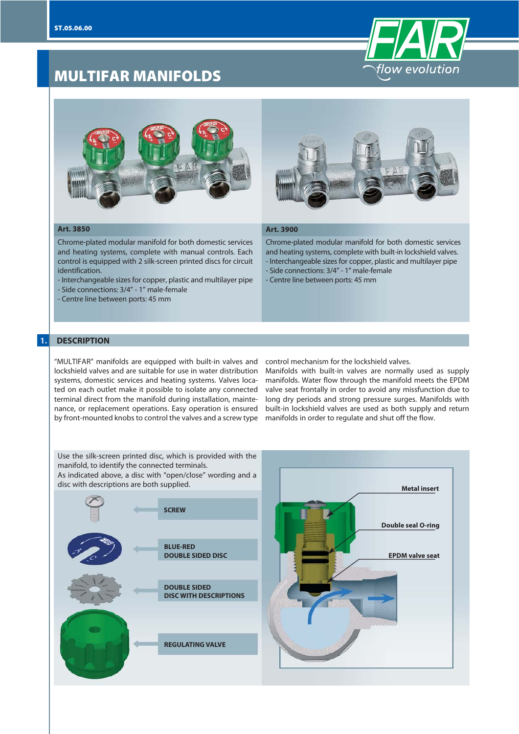# MULTIFAR MANIFOLDS

### Art. 3850

Chrome-plated modular manifold for both domestic services and heating systems, complete with manual controls. Each control is equipped with 2 silk-screen printed discs for circuit identification.

- Interchangeable sizes for copper, plastic and multilayer pipe
- Side connections: 3/4" - 1" male-female
- Centre line between ports: 45 mm

### Art. 3900

Chrome-plated modular manifold for both domestic services and heating systems, complete with built-in lockshield valves.

- Interchangeable sizes for copper, plastic and multilayer pipe
- Side connections: 3/4" - 1" male-female
- Centre line between ports: 45 mm

## 1. DESCRIPTION

"MULTIFAR" manifolds are equipped with built-in valves and lockshield valves and are suitable for use in water distribution systems, domestic services and heating systems. Valves located on each outlet make it possible to isolate any connected terminal direct from the manifold during installation, maintenance, or replacement operations. Easy operation is ensured by front-mounted knobs to control the valves and a screw type control mechanism for the lockshield valves.

Manifolds with built-in valves are normally used as supply manifolds. Water flow through the manifold meets the EPDM valve seat frontally in order to avoid any missfunction due to long dry periods and strong pressure surges. Manifolds with built-in lockshield valves are used as both supply and return manifolds in order to regulate and shut off the flow.

Use the silk-screen printed disc, which is provided with the manifold, to identify the connected terminals.
As indicated above, a disc with "open/close" wording and a disc with descriptions are both supplied.

**SCREW**

**BLUE-RED DOUBLE SIDED DISC**

**DOUBLE SIDED DISC WITH DESCRIPTIONS**

**REGULATING VALVE**

**Metal insert**

**Double seal O-ring**

**EPDM valve seat**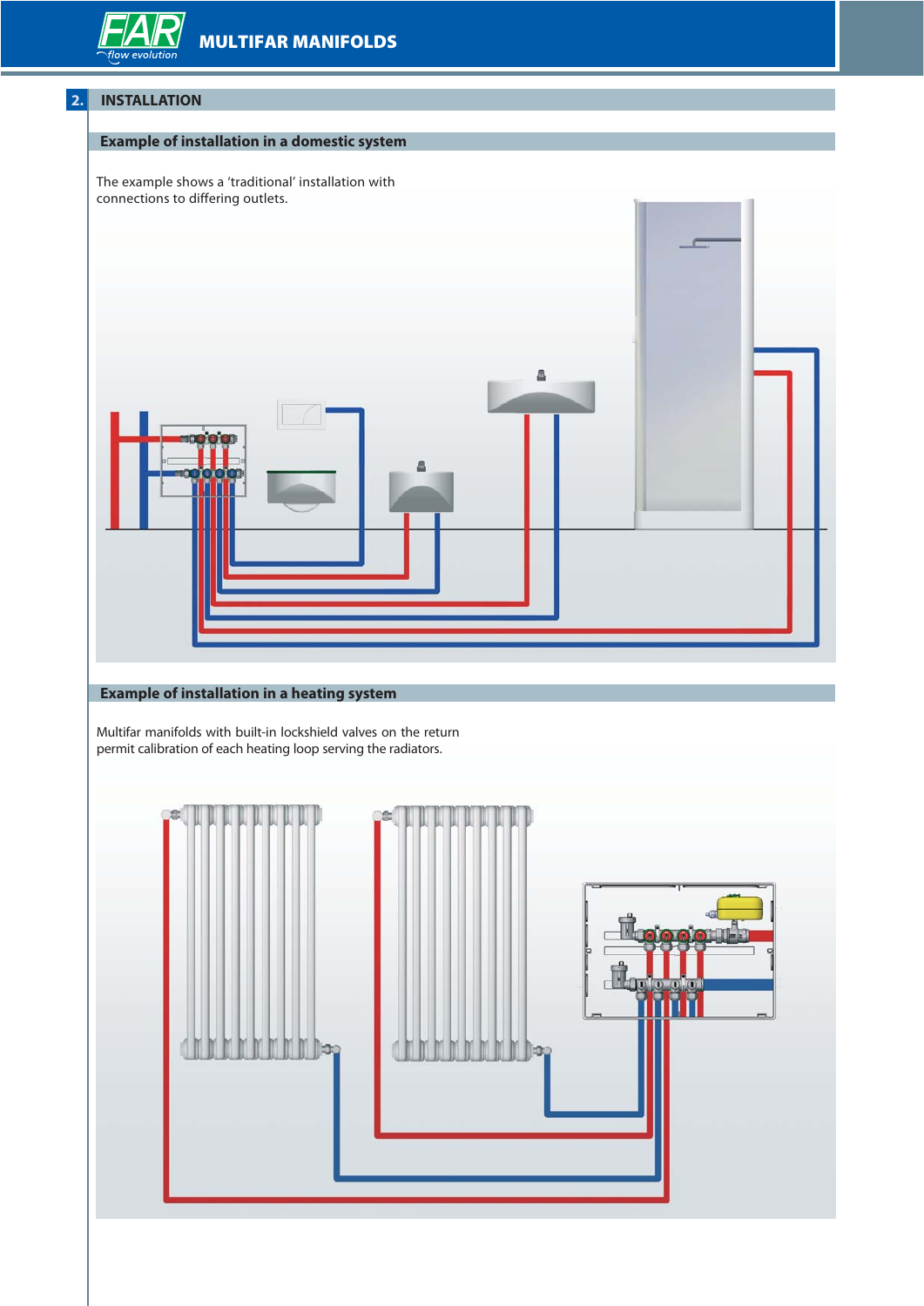## 2. INSTALLATION

### Example of installation in a domestic system

The example shows a 'traditional' installation with connections to differing outlets.

### Example of installation in a heating system

Multifar manifolds with built-in lockshield valves on the return permit calibration of each heating loop serving the radiators.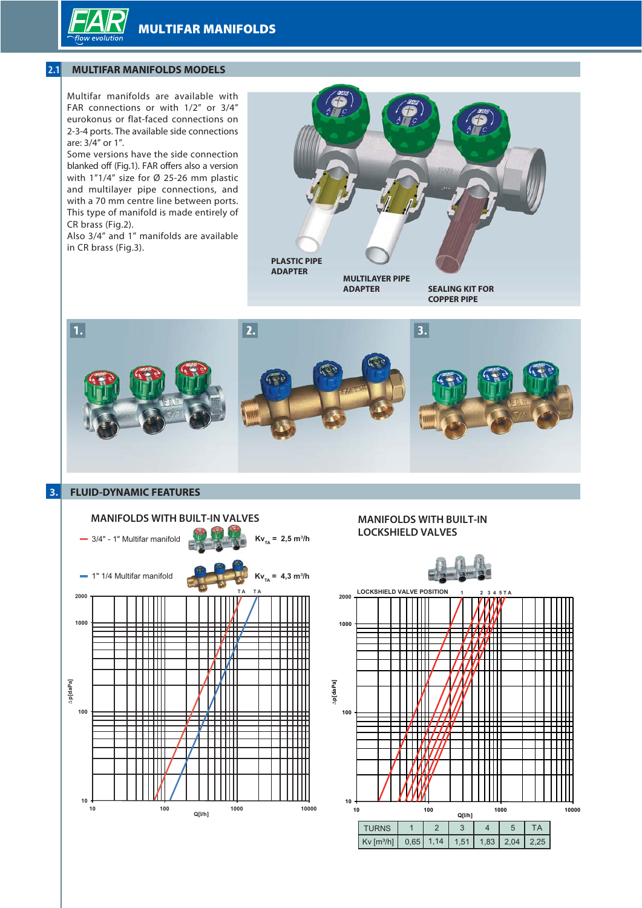## 2.1 MULTIFAR MANIFOLDS MODELS

Multifar manifolds are available with FAR connections or with 1/2" or 3/4" eurokonus or flat-faced connections on 2-3-4 ports. The available side connections are: 3/4" or 1".

Some versions have the side connection blanked off (Fig.1). FAR offers also a version with 1"1/4" size for Ø 25-26 mm plastic and multilayer pipe connections, and with a 70 mm centre line between ports. This type of manifold is made entirely of CR brass (Fig.2).

Also 3/4" and 1" manifolds are available in CR brass (Fig.3).

PLASTIC PIPE ADAPTER

MULTILAYER PIPE ADAPTER

SEALING KIT FOR COPPER PIPE

1.

2.

3.

## 3. FLUID-DYNAMIC FEATURES

### MANIFOLDS WITH BUILT-IN VALVES

- 3/4" - 1" Multifar manifold — $Kv_{TA}$ = 2,5 m³/h
- 1" 1/4 Multifar manifold — $Kv_{TA}$ = 4,3 m³/h

### MANIFOLDS WITH BUILT-IN LOCKSHIELD VALVES

LOCKSHIELD VALVE POSITION

| TURNS | 1 | 2 | 3 | 4 | 5 | TA |
|---|---|---|---|---|---|---|
| Kv [m³/h] | 0,65 | 1,14 | 1,51 | 1,83 | 2,04 | 2,25 |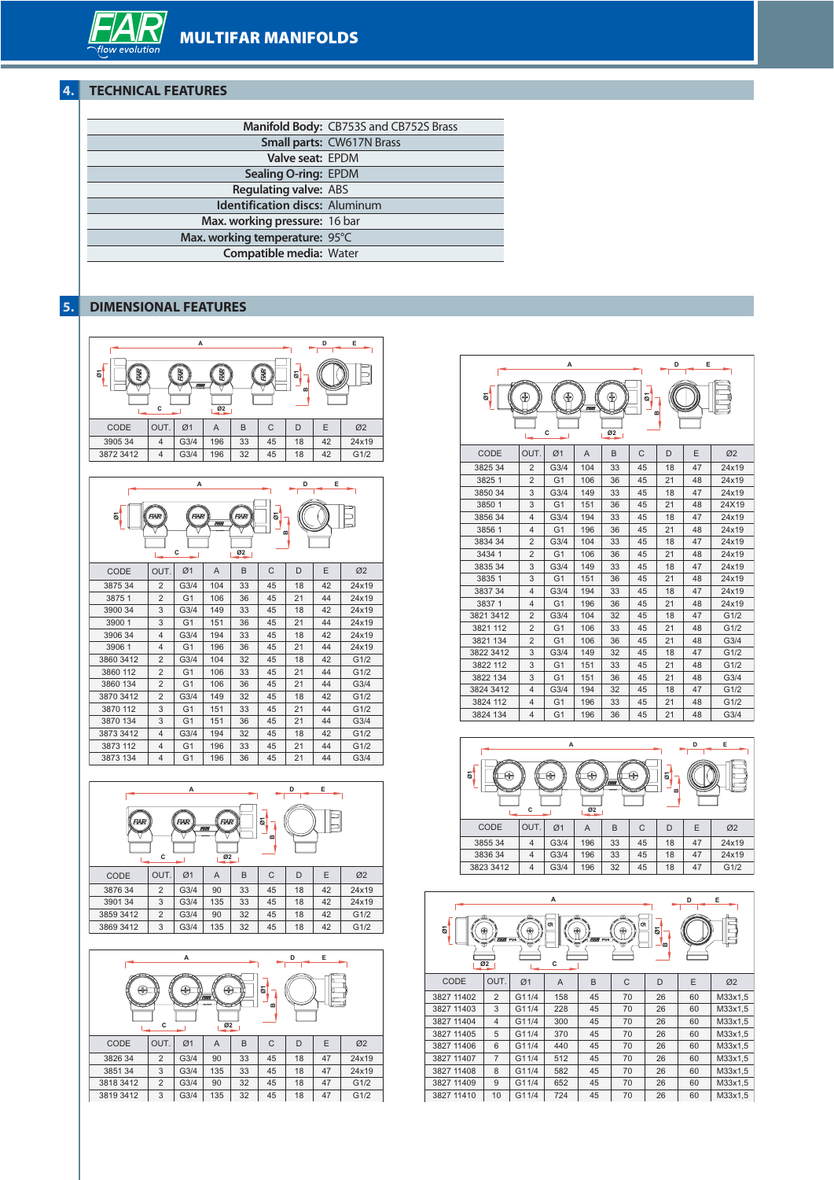## 4. TECHNICAL FEATURES

| | |
|---|---|
| **Manifold Body:** | CB753S and CB752S Brass |
| **Small parts:** | CW617N Brass |
| **Valve seat:** | EPDM |
| **Sealing O-ring:** | EPDM |
| **Regulating valve:** | ABS |
| **Identification discs:** | Aluminum |
| **Max. working pressure:** | 16 bar |
| **Max. working temperature:** | 95°C |
| **Compatible media:** | Water |

## 5. DIMENSIONAL FEATURES

A D E Ø1 Ø1 B C Ø2

| CODE | OUT. | Ø1 | A | B | C | D | E | Ø2 |
|---|---|---|---|---|---|---|---|---|
| 3905 34 | 4 | G3/4 | 196 | 33 | 45 | 18 | 42 | 24x19 |
| 3872 3412 | 4 | G3/4 | 196 | 32 | 45 | 18 | 42 | G1/2 |

A D E Ø1 Ø1 B C Ø2

| CODE | OUT. | Ø1 | A | B | C | D | E | Ø2 |
|---|---|---|---|---|---|---|---|---|
| 3875 34 | 2 | G3/4 | 104 | 33 | 45 | 18 | 42 | 24x19 |
| 3875 1 | 2 | G1 | 106 | 36 | 45 | 21 | 44 | 24x19 |
| 3900 34 | 3 | G3/4 | 149 | 33 | 45 | 18 | 42 | 24x19 |
| 3900 1 | 3 | G1 | 151 | 36 | 45 | 21 | 44 | 24x19 |
| 3906 34 | 4 | G3/4 | 194 | 33 | 45 | 18 | 42 | 24x19 |
| 3906 1 | 4 | G1 | 196 | 36 | 45 | 21 | 44 | 24x19 |
| 3860 3412 | 2 | G3/4 | 104 | 32 | 45 | 18 | 42 | G1/2 |
| 3860 112 | 2 | G1 | 106 | 33 | 45 | 21 | 44 | G1/2 |
| 3860 134 | 2 | G1 | 106 | 36 | 45 | 21 | 44 | G3/4 |
| 3870 3412 | 2 | G3/4 | 149 | 32 | 45 | 18 | 42 | G1/2 |
| 3870 112 | 3 | G1 | 151 | 33 | 45 | 21 | 44 | G1/2 |
| 3870 134 | 3 | G1 | 151 | 36 | 45 | 21 | 44 | G3/4 |
| 3873 3412 | 4 | G3/4 | 194 | 32 | 45 | 18 | 42 | G1/2 |
| 3873 112 | 4 | G1 | 196 | 33 | 45 | 21 | 44 | G1/2 |
| 3873 134 | 4 | G1 | 196 | 36 | 45 | 21 | 44 | G3/4 |

A D E Ø1 B C Ø2

| CODE | OUT. | Ø1 | A | B | C | D | E | Ø2 |
|---|---|---|---|---|---|---|---|---|
| 3876 34 | 2 | G3/4 | 90 | 33 | 45 | 18 | 42 | 24x19 |
| 3901 34 | 3 | G3/4 | 135 | 33 | 45 | 18 | 42 | 24x19 |
| 3859 3412 | 2 | G3/4 | 90 | 32 | 45 | 18 | 42 | G1/2 |
| 3869 3412 | 3 | G3/4 | 135 | 32 | 45 | 18 | 42 | G1/2 |

A D E Ø1 B C Ø2

| CODE | OUT. | Ø1 | A | B | C | D | E | Ø2 |
|---|---|---|---|---|---|---|---|---|
| 3826 34 | 2 | G3/4 | 90 | 33 | 45 | 18 | 47 | 24x19 |
| 3851 34 | 3 | G3/4 | 135 | 33 | 45 | 18 | 47 | 24x19 |
| 3818 3412 | 2 | G3/4 | 90 | 32 | 45 | 18 | 47 | G1/2 |
| 3819 3412 | 3 | G3/4 | 135 | 32 | 45 | 18 | 47 | G1/2 |

A D E Ø1 Ø1 B C Ø2

| CODE | OUT. | Ø1 | A | B | C | D | E | Ø2 |
|---|---|---|---|---|---|---|---|---|
| 3825 34 | 2 | G3/4 | 104 | 33 | 45 | 18 | 47 | 24x19 |
| 3825 1 | 2 | G1 | 106 | 36 | 45 | 21 | 48 | 24x19 |
| 3850 34 | 3 | G3/4 | 149 | 33 | 45 | 18 | 47 | 24x19 |
| 3850 1 | 3 | G1 | 151 | 36 | 45 | 21 | 48 | 24X19 |
| 3856 34 | 4 | G3/4 | 194 | 33 | 45 | 18 | 47 | 24x19 |
| 3856 1 | 4 | G1 | 196 | 36 | 45 | 21 | 48 | 24x19 |
| 3834 34 | 2 | G3/4 | 104 | 33 | 45 | 18 | 47 | 24x19 |
| 3434 1 | 2 | G1 | 106 | 36 | 45 | 21 | 48 | 24x19 |
| 3835 34 | 3 | G3/4 | 149 | 33 | 45 | 18 | 47 | 24x19 |
| 3835 1 | 3 | G1 | 151 | 36 | 45 | 21 | 48 | 24x19 |
| 3837 34 | 4 | G3/4 | 194 | 33 | 45 | 18 | 47 | 24x19 |
| 3837 1 | 4 | G1 | 196 | 36 | 45 | 21 | 48 | 24x19 |
| 3821 3412 | 2 | G3/4 | 104 | 32 | 45 | 18 | 47 | G1/2 |
| 3821 112 | 2 | G1 | 106 | 33 | 45 | 21 | 48 | G1/2 |
| 3821 134 | 2 | G1 | 106 | 36 | 45 | 21 | 48 | G3/4 |
| 3822 3412 | 3 | G3/4 | 149 | 32 | 45 | 18 | 47 | G1/2 |
| 3822 112 | 3 | G1 | 151 | 33 | 45 | 21 | 48 | G1/2 |
| 3822 134 | 3 | G1 | 151 | 36 | 45 | 21 | 48 | G3/4 |
| 3824 3412 | 4 | G3/4 | 194 | 32 | 45 | 18 | 47 | G1/2 |
| 3824 112 | 4 | G1 | 196 | 33 | 45 | 21 | 48 | G1/2 |
| 3824 134 | 4 | G1 | 196 | 36 | 45 | 21 | 48 | G3/4 |

A D E Ø1 Ø1 B C Ø2

| CODE | OUT. | Ø1 | A | B | C | D | E | Ø2 |
|---|---|---|---|---|---|---|---|---|
| 3855 34 | 4 | G3/4 | 196 | 33 | 45 | 18 | 47 | 24x19 |
| 3836 34 | 4 | G3/4 | 196 | 33 | 45 | 18 | 47 | 24x19 |
| 3823 3412 | 4 | G3/4 | 196 | 32 | 45 | 18 | 47 | G1/2 |

A D E Ø1 Ø1 B Ø2 C

| CODE | OUT. | Ø1 | A | B | C | D | E | Ø2 |
|---|---|---|---|---|---|---|---|---|
| 3827 11402 | 2 | G11/4 | 158 | 45 | 70 | 26 | 60 | M33x1,5 |
| 3827 11403 | 3 | G11/4 | 228 | 45 | 70 | 26 | 60 | M33x1,5 |
| 3827 11404 | 4 | G11/4 | 300 | 45 | 70 | 26 | 60 | M33x1,5 |
| 3827 11405 | 5 | G11/4 | 370 | 45 | 70 | 26 | 60 | M33x1,5 |
| 3827 11406 | 6 | G11/4 | 440 | 45 | 70 | 26 | 60 | M33x1,5 |
| 3827 11407 | 7 | G11/4 | 512 | 45 | 70 | 26 | 60 | M33x1,5 |
| 3827 11408 | 8 | G11/4 | 582 | 45 | 70 | 26 | 60 | M33x1,5 |
| 3827 11409 | 9 | G11/4 | 652 | 45 | 70 | 26 | 60 | M33x1,5 |
| 3827 11410 | 10 | G11/4 | 724 | 45 | 70 | 26 | 60 | M33x1,5 |